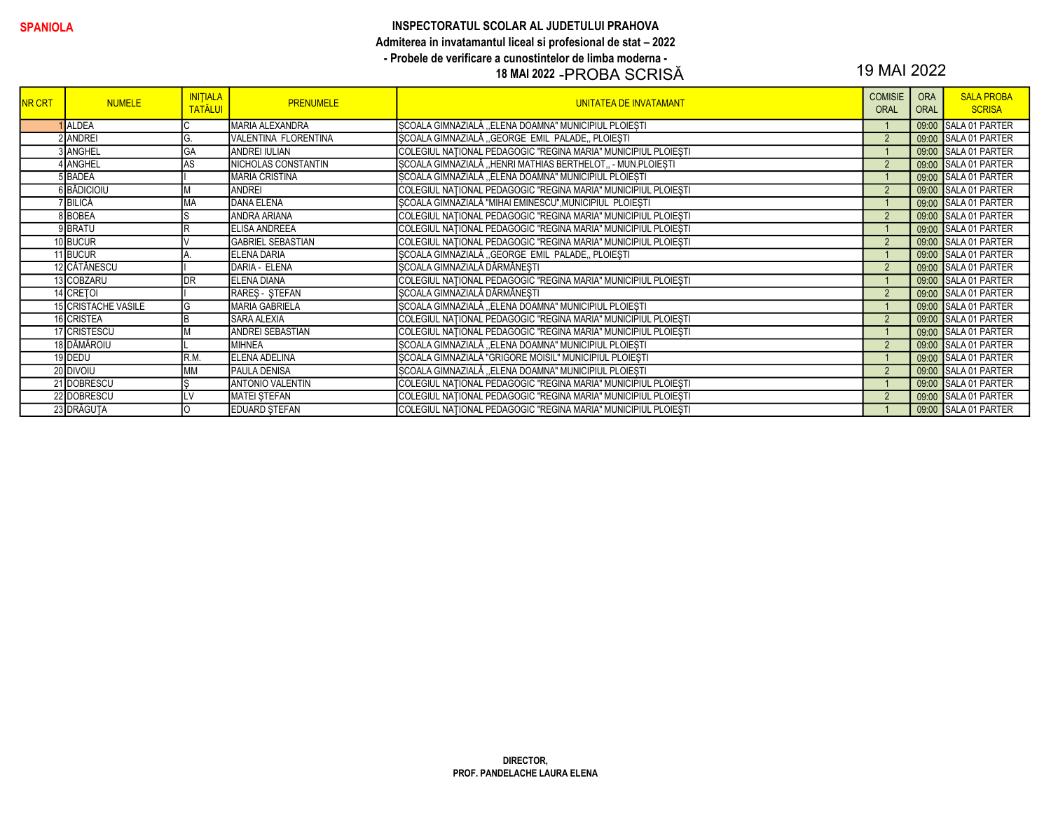**SPANIOLA**

**INSPECTORATUL SCOLAR AL JUDETULUI PRAHOVA**

**Admiterea in invatamantul liceal si profesional de stat – 2022**

**- Probele de verificare a cunostintelor de limba moderna -**

**18 MAI 2022** -PROBA SCRISĂ

19 MAI 2022

| NR CRT | NUMELE | INIȚIALA TATĂLUI | PRENUMELE | UNITATEA DE INVATAMANT | COMISIE ORAL | ORA ORAL | SALA PROBA SCRISA |
|---|---|---|---|---|---|---|---|
| 1 | ALDEA | C | MARIA ALEXANDRA | SCOALA GIMNAZIALĂ ,,ELENA DOAMNA" MUNICIPIUL PLOIEȘTI | 1 | 09:00 | SALA 01 PARTER |
| 2 | ANDREI | G. | VALENTINA FLORENTINA | ŞCOALA GIMNAZIALĂ ,,GEORGE EMIL PALADE,, PLOIEŞTI | 2 | 09:00 | SALA 01 PARTER |
| 3 | ANGHEL | GA | ANDREI IULIAN | COLEGIUL NAŢIONAL PEDAGOGIC "REGINA MARIA" MUNICIPIUL PLOIEŞTI | 1 | 09:00 | SALA 01 PARTER |
| 4 | ANGHEL | AS | NICHOLAS CONSTANTIN | SCOALA GIMNAZIALĂ ,,HENRI MATHIAS BERTHELOT,, - MUN.PLOIEȘTI | 2 | 09:00 | SALA 01 PARTER |
| 5 | BADEA | I | MARIA CRISTINA | SCOALA GIMNAZIALĂ ,,ELENA DOAMNA" MUNICIPIUL PLOIEȘTI | 1 | 09:00 | SALA 01 PARTER |
| 6 | BĂDICIOIU | M | ANDREI | COLEGIUL NAŢIONAL PEDAGOGIC "REGINA MARIA" MUNICIPIUL PLOIEŞTI | 2 | 09:00 | SALA 01 PARTER |
| 7 | BILICĂ | MA | DANA ELENA | ŞCOALA GIMNAZIALĂ "MIHAI EMINESCU",MUNICIPIUL PLOIEŞTI | 1 | 09:00 | SALA 01 PARTER |
| 8 | BOBEA | S | ANDRA ARIANA | COLEGIUL NAŢIONAL PEDAGOGIC "REGINA MARIA" MUNICIPIUL PLOIEŞTI | 2 | 09:00 | SALA 01 PARTER |
| 9 | BRATU | R | ELISA ANDREEA | COLEGIUL NAŢIONAL PEDAGOGIC "REGINA MARIA" MUNICIPIUL PLOIEŞTI | 1 | 09:00 | SALA 01 PARTER |
| 10 | BUCUR | V | GABRIEL SEBASTIAN | COLEGIUL NAŢIONAL PEDAGOGIC "REGINA MARIA" MUNICIPIUL PLOIEŞTI | 2 | 09:00 | SALA 01 PARTER |
| 11 | BUCUR | A. | ELENA DARIA | ŞCOALA GIMNAZIALĂ ,,GEORGE EMIL PALADE,, PLOIEŞTI | 1 | 09:00 | SALA 01 PARTER |
| 12 | CĂTĂNESCU | I | DARIA - ELENA | ŞCOALA GIMNAZIALĂ DĂRMĂNEŞTI | 2 | 09:00 | SALA 01 PARTER |
| 13 | COBZARU | DR | ELENA DIANA | COLEGIUL NAŢIONAL PEDAGOGIC "REGINA MARIA" MUNICIPIUL PLOIEŞTI | 1 | 09:00 | SALA 01 PARTER |
| 14 | CREŢOI | I | RAREŞ - ŞTEFAN | ŞCOALA GIMNAZIALĂ DĂRMĂNEŞTI | 2 | 09:00 | SALA 01 PARTER |
| 15 | CRISTACHE VASILE | G | MARIA GABRIELA | SCOALA GIMNAZIALĂ ,,ELENA DOAMNA" MUNICIPIUL PLOIEȘTI | 1 | 09:00 | SALA 01 PARTER |
| 16 | CRISTEA | B | SARA ALEXIA | COLEGIUL NAŢIONAL PEDAGOGIC "REGINA MARIA" MUNICIPIUL PLOIEŞTI | 2 | 09:00 | SALA 01 PARTER |
| 17 | CRISTESCU | M | ANDREI SEBASTIAN | COLEGIUL NAŢIONAL PEDAGOGIC "REGINA MARIA" MUNICIPIUL PLOIEŞTI | 1 | 09:00 | SALA 01 PARTER |
| 18 | DĂMĂROIU | L | MIHNEA | SCOALA GIMNAZIALĂ ,,ELENA DOAMNA" MUNICIPIUL PLOIEȘTI | 2 | 09:00 | SALA 01 PARTER |
| 19 | DEDU | R.M. | ELENA ADELINA | ŞCOALA GIMNAZIALĂ "GRIGORE MOISIL" MUNICIPIUL PLOIEŞTI | 1 | 09:00 | SALA 01 PARTER |
| 20 | DIVOIU | MM | PAULA DENISA | SCOALA GIMNAZIALĂ ,,ELENA DOAMNA" MUNICIPIUL PLOIEȘTI | 2 | 09:00 | SALA 01 PARTER |
| 21 | DOBRESCU | Ş | ANTONIO VALENTIN | COLEGIUL NAŢIONAL PEDAGOGIC "REGINA MARIA" MUNICIPIUL PLOIEŞTI | 1 | 09:00 | SALA 01 PARTER |
| 22 | DOBRESCU | LV | MATEI ŞTEFAN | COLEGIUL NAŢIONAL PEDAGOGIC "REGINA MARIA" MUNICIPIUL PLOIEŞTI | 2 | 09:00 | SALA 01 PARTER |
| 23 | DRĂGUȚA | O | EDUARD ŞTEFAN | COLEGIUL NAŢIONAL PEDAGOGIC "REGINA MARIA" MUNICIPIUL PLOIEŞTI | 1 | 09:00 | SALA 01 PARTER |

**DIRECTOR,**

**PROF. PANDELACHE LAURA ELENA**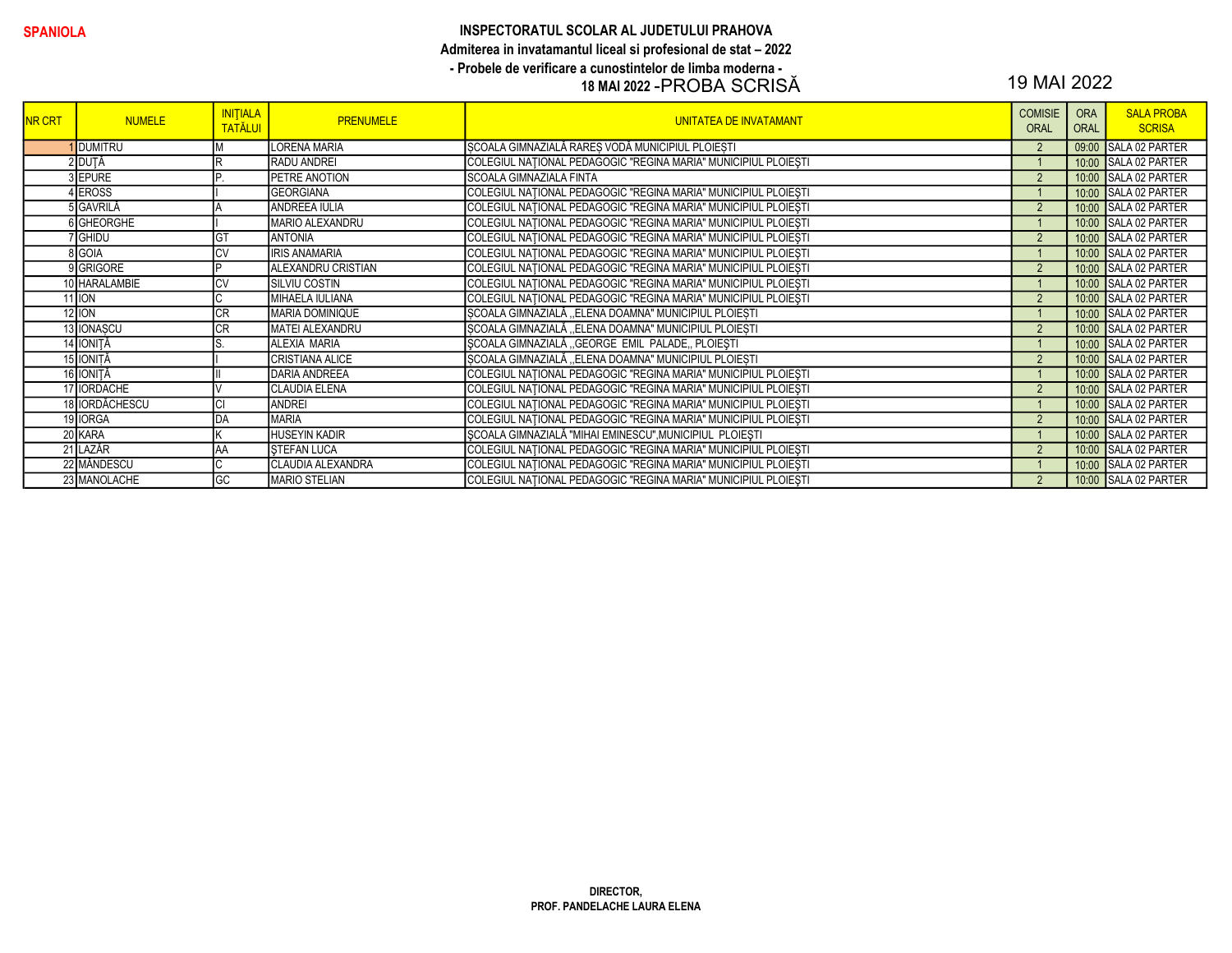**SPANIOLA**

**INSPECTORATUL SCOLAR AL JUDETULUI PRAHOVA**

**Admiterea in invatamantul liceal si profesional de stat – 2022**

**- Probele de verificare a cunostintelor de limba moderna -**

**18 MAI 2022** -PROBA SCRISĂ

19 MAI 2022

| NR CRT | NUMELE | INIȚIALA TATĂLUI | PRENUMELE | UNITATEA DE INVATAMANT | COMISIE ORAL | ORA ORAL | SALA PROBA SCRISA |
|---|---|---|---|---|---|---|---|
| 1 | DUMITRU | M | LORENA MARIA | SCOALA GIMNAZIALĂ RAREȘ VODĂ MUNICIPIUL PLOIEȘTI | 2 | 09:00 | SALA 02 PARTER |
| 2 | DUȚĂ | R | RADU ANDREI | COLEGIUL NAȚIONAL PEDAGOGIC "REGINA MARIA" MUNICIPIUL PLOIEȘTI | 1 | 10:00 | SALA 02 PARTER |
| 3 | EPURE | P. | PETRE ANOTION | SCOALA GIMNAZIALA FINTA | 2 | 10:00 | SALA 02 PARTER |
| 4 | EROSS | I | GEORGIANA | COLEGIUL NAȚIONAL PEDAGOGIC "REGINA MARIA" MUNICIPIUL PLOIEȘTI | 1 | 10:00 | SALA 02 PARTER |
| 5 | GAVRILĂ | A | ANDREEA IULIA | COLEGIUL NAȚIONAL PEDAGOGIC "REGINA MARIA" MUNICIPIUL PLOIEȘTI | 2 | 10:00 | SALA 02 PARTER |
| 6 | GHEORGHE | I | MARIO ALEXANDRU | COLEGIUL NAȚIONAL PEDAGOGIC "REGINA MARIA" MUNICIPIUL PLOIEȘTI | 1 | 10:00 | SALA 02 PARTER |
| 7 | GHIDU | GT | ANTONIA | COLEGIUL NAȚIONAL PEDAGOGIC "REGINA MARIA" MUNICIPIUL PLOIEȘTI | 2 | 10:00 | SALA 02 PARTER |
| 8 | GOIA | CV | IRIS ANAMARIA | COLEGIUL NAȚIONAL PEDAGOGIC "REGINA MARIA" MUNICIPIUL PLOIEȘTI | 1 | 10:00 | SALA 02 PARTER |
| 9 | GRIGORE | P | ALEXANDRU CRISTIAN | COLEGIUL NAȚIONAL PEDAGOGIC "REGINA MARIA" MUNICIPIUL PLOIEȘTI | 2 | 10:00 | SALA 02 PARTER |
| 10 | HARALAMBIE | CV | SILVIU COSTIN | COLEGIUL NAȚIONAL PEDAGOGIC "REGINA MARIA" MUNICIPIUL PLOIEȘTI | 1 | 10:00 | SALA 02 PARTER |
| 11 | ION | C | MIHAELA IULIANA | COLEGIUL NAȚIONAL PEDAGOGIC "REGINA MARIA" MUNICIPIUL PLOIEȘTI | 2 | 10:00 | SALA 02 PARTER |
| 12 | ION | CR | MARIA DOMINIQUE | ȘCOALA GIMNAZIALĂ ,,ELENA DOAMNA" MUNICIPIUL PLOIEȘTI | 1 | 10:00 | SALA 02 PARTER |
| 13 | IONAȘCU | CR | MATEI ALEXANDRU | ȘCOALA GIMNAZIALĂ ,,ELENA DOAMNA" MUNICIPIUL PLOIEȘTI | 2 | 10:00 | SALA 02 PARTER |
| 14 | IONIȚĂ | S. | ALEXIA MARIA | ȘCOALA GIMNAZIALĂ ,,GEORGE EMIL PALADE,, PLOIEȘTI | 1 | 10:00 | SALA 02 PARTER |
| 15 | IONIȚĂ | I | CRISTIANA ALICE | ȘCOALA GIMNAZIALĂ ,,ELENA DOAMNA" MUNICIPIUL PLOIEȘTI | 2 | 10:00 | SALA 02 PARTER |
| 16 | IONIȚĂ | II | DARIA ANDREEA | COLEGIUL NAȚIONAL PEDAGOGIC "REGINA MARIA" MUNICIPIUL PLOIEȘTI | 1 | 10:00 | SALA 02 PARTER |
| 17 | IORDACHE | V | CLAUDIA ELENA | COLEGIUL NAȚIONAL PEDAGOGIC "REGINA MARIA" MUNICIPIUL PLOIEȘTI | 2 | 10:00 | SALA 02 PARTER |
| 18 | IORDĂCHESCU | CI | ANDREI | COLEGIUL NAȚIONAL PEDAGOGIC "REGINA MARIA" MUNICIPIUL PLOIEȘTI | 1 | 10:00 | SALA 02 PARTER |
| 19 | IORGA | DA | MARIA | COLEGIUL NAȚIONAL PEDAGOGIC "REGINA MARIA" MUNICIPIUL PLOIEȘTI | 2 | 10:00 | SALA 02 PARTER |
| 20 | KARA | K | HUSEYIN KADIR | ȘCOALA GIMNAZIALĂ "MIHAI EMINESCU",MUNICIPIUL PLOIEȘTI | 1 | 10:00 | SALA 02 PARTER |
| 21 | LAZĂR | AA | ȘTEFAN LUCA | COLEGIUL NAȚIONAL PEDAGOGIC "REGINA MARIA" MUNICIPIUL PLOIEȘTI | 2 | 10:00 | SALA 02 PARTER |
| 22 | MĂNDESCU | C | CLAUDIA ALEXANDRA | COLEGIUL NAȚIONAL PEDAGOGIC "REGINA MARIA" MUNICIPIUL PLOIEȘTI | 1 | 10:00 | SALA 02 PARTER |
| 23 | MANOLACHE | GC | MARIO STELIAN | COLEGIUL NAȚIONAL PEDAGOGIC "REGINA MARIA" MUNICIPIUL PLOIEȘTI | 2 | 10:00 | SALA 02 PARTER |

**DIRECTOR,**

**PROF. PANDELACHE LAURA ELENA**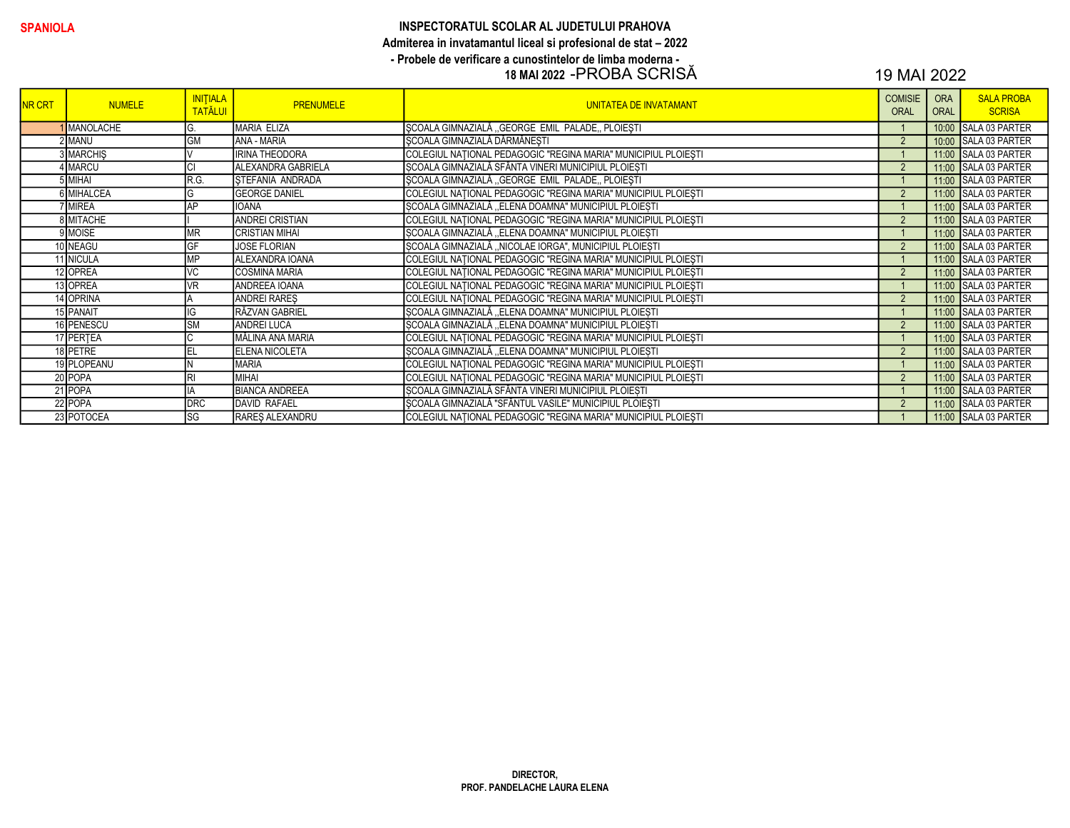**SPANIOLA**

**INSPECTORATUL SCOLAR AL JUDETULUI PRAHOVA**
**Admiterea in invatamantul liceal si profesional de stat – 2022**
**- Probele de verificare a cunostintelor de limba moderna -**
**18 MAI 2022** -PROBA SCRISĂ

19 MAI 2022

| NR CRT | NUMELE | INIȚIALA TATĂLUI | PRENUMELE | UNITATEA DE INVATAMANT | COMISIE ORAL | ORA ORAL | SALA PROBA SCRISA |
|---|---|---|---|---|---|---|---|
| 1 | MANOLACHE | G. | MARIA ELIZA | ȘCOALA GIMNAZIALĂ ,,GEORGE EMIL PALADE,, PLOIEȘTI | 1 | 10:00 | SALA 03 PARTER |
| 2 | MANU | GM | ANA - MARIA | ȘCOALA GIMNAZIALĂ DĂRMĂNEȘTI | 2 | 10:00 | SALA 03 PARTER |
| 3 | MARCHIȘ | V | IRINA THEODORA | COLEGIUL NAȚIONAL PEDAGOGIC "REGINA MARIA" MUNICIPIUL PLOIEȘTI | 1 | 11:00 | SALA 03 PARTER |
| 4 | MARCU | CI | ALEXANDRA GABRIELA | SCOALA GIMNAZIALĂ SFÂNTA VINERI MUNICIPIUL PLOIEȘTI | 2 | 11:00 | SALA 03 PARTER |
| 5 | MIHAI | R.G. | ȘTEFANIA ANDRADA | ȘCOALA GIMNAZIALĂ ,,GEORGE EMIL PALADE,, PLOIEȘTI | 1 | 11:00 | SALA 03 PARTER |
| 6 | MIHALCEA | G | GEORGE DANIEL | COLEGIUL NAȚIONAL PEDAGOGIC "REGINA MARIA" MUNICIPIUL PLOIEȘTI | 2 | 11:00 | SALA 03 PARTER |
| 7 | MIREA | AP | IOANA | ȘCOALA GIMNAZIALĂ ,,ELENA DOAMNA" MUNICIPIUL PLOIEȘTI | 1 | 11:00 | SALA 03 PARTER |
| 8 | MITACHE | I | ANDREI CRISTIAN | COLEGIUL NAȚIONAL PEDAGOGIC "REGINA MARIA" MUNICIPIUL PLOIEȘTI | 2 | 11:00 | SALA 03 PARTER |
| 9 | MOISE | MR | CRISTIAN MIHAI | ȘCOALA GIMNAZIALĂ ,,ELENA DOAMNA" MUNICIPIUL PLOIEȘTI | 1 | 11:00 | SALA 03 PARTER |
| 10 | NEAGU | GF | JOSE FLORIAN | SCOALA GIMNAZIALĂ ,,NICOLAE IORGA", MUNICIPIUL PLOIEȘTI | 2 | 11:00 | SALA 03 PARTER |
| 11 | NICULA | MP | ALEXANDRA IOANA | COLEGIUL NAȚIONAL PEDAGOGIC "REGINA MARIA" MUNICIPIUL PLOIEȘTI | 1 | 11:00 | SALA 03 PARTER |
| 12 | OPREA | VC | COSMINA MARIA | COLEGIUL NAȚIONAL PEDAGOGIC "REGINA MARIA" MUNICIPIUL PLOIEȘTI | 2 | 11:00 | SALA 03 PARTER |
| 13 | OPREA | VR | ANDREEA IOANA | COLEGIUL NAȚIONAL PEDAGOGIC "REGINA MARIA" MUNICIPIUL PLOIEȘTI | 1 | 11:00 | SALA 03 PARTER |
| 14 | OPRINA | A | ANDREI RAREȘ | COLEGIUL NAȚIONAL PEDAGOGIC "REGINA MARIA" MUNICIPIUL PLOIEȘTI | 2 | 11:00 | SALA 03 PARTER |
| 15 | PANAIT | IG | RĂZVAN GABRIEL | ȘCOALA GIMNAZIALĂ ,,ELENA DOAMNA" MUNICIPIUL PLOIEȘTI | 1 | 11:00 | SALA 03 PARTER |
| 16 | PENESCU | SM | ANDREI LUCA | ȘCOALA GIMNAZIALĂ ,,ELENA DOAMNA" MUNICIPIUL PLOIEȘTI | 2 | 11:00 | SALA 03 PARTER |
| 17 | PERȚEA | C | MĂLINA ANA MARIA | COLEGIUL NAȚIONAL PEDAGOGIC "REGINA MARIA" MUNICIPIUL PLOIEȘTI | 1 | 11:00 | SALA 03 PARTER |
| 18 | PETRE | EL | ELENA NICOLETA | ȘCOALA GIMNAZIALĂ ,,ELENA DOAMNA" MUNICIPIUL PLOIEȘTI | 2 | 11:00 | SALA 03 PARTER |
| 19 | PLOPEANU | N | MARIA | COLEGIUL NAȚIONAL PEDAGOGIC "REGINA MARIA" MUNICIPIUL PLOIEȘTI | 1 | 11:00 | SALA 03 PARTER |
| 20 | POPA | RI | MIHAI | COLEGIUL NAȚIONAL PEDAGOGIC "REGINA MARIA" MUNICIPIUL PLOIEȘTI | 2 | 11:00 | SALA 03 PARTER |
| 21 | POPA | IA | BIANCA ANDREEA | ȘCOALA GIMNAZIALĂ SFÂNTA VINERI MUNICIPIUL PLOIEȘTI | 1 | 11:00 | SALA 03 PARTER |
| 22 | POPA | DRC | DAVID RAFAEL | ȘCOALA GIMNAZIALĂ "SFÂNTUL VASILE" MUNICIPIUL PLOIEȘTI | 2 | 11:00 | SALA 03 PARTER |
| 23 | POTOCEA | SG | RAREȘ ALEXANDRU | COLEGIUL NAȚIONAL PEDAGOGIC "REGINA MARIA" MUNICIPIUL PLOIEȘTI | 1 | 11:00 | SALA 03 PARTER |

**DIRECTOR,**
**PROF. PANDELACHE LAURA ELENA**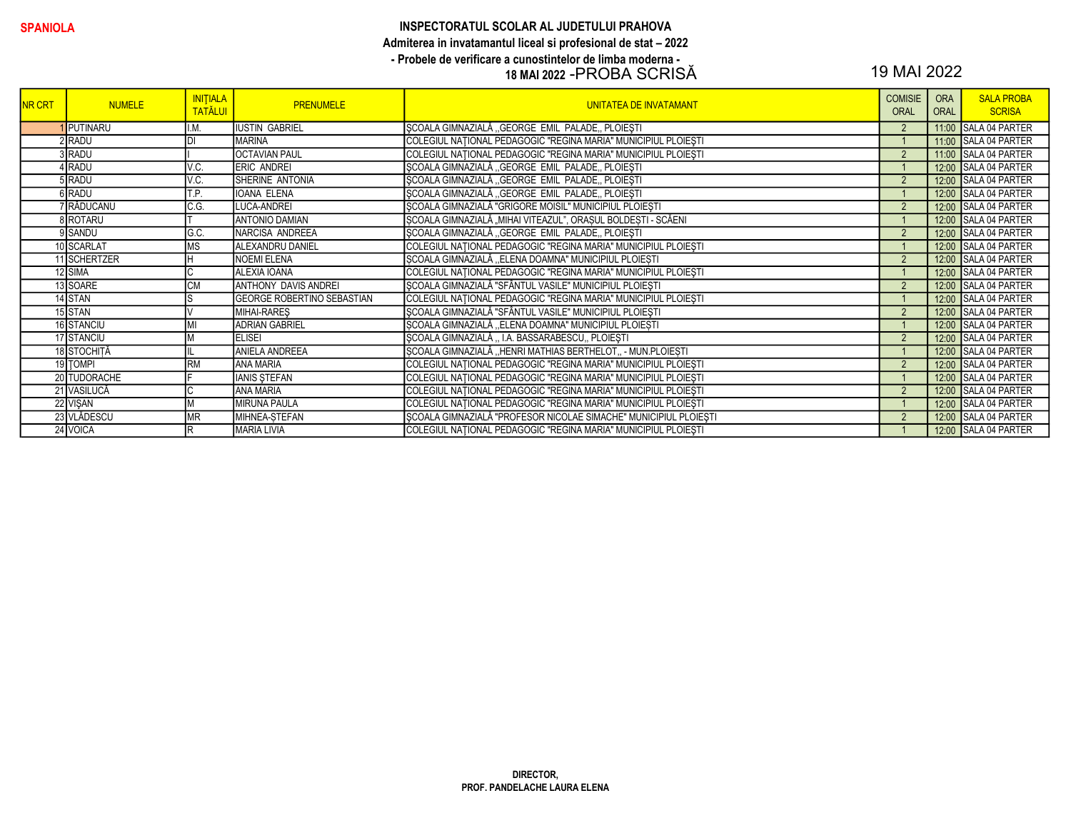**SPANIOLA**

**INSPECTORATUL SCOLAR AL JUDETULUI PRAHOVA**
**Admiterea in invatamantul liceal si profesional de stat – 2022**
**- Probele de verificare a cunostintelor de limba moderna -**
**18 MAI 2022** -PROBA SCRISĂ

19 MAI 2022

| NR CRT | NUMELE | INIȚIALA TATĂLUI | PRENUMELE | UNITATEA DE INVATAMANT | COMISIE ORAL | ORA ORAL | SALA PROBA SCRISA |
|---|---|---|---|---|---|---|---|
| 1 | PUTINARU | I.M. | IUSTIN GABRIEL | ȘCOALA GIMNAZIALĂ ,,GEORGE EMIL PALADE,, PLOIEȘTI | 2 | 11:00 | SALA 04 PARTER |
| 2 | RADU | DI | MARINA | COLEGIUL NAȚIONAL PEDAGOGIC "REGINA MARIA" MUNICIPIUL PLOIEȘTI | 1 | 11:00 | SALA 04 PARTER |
| 3 | RADU | I | OCTAVIAN PAUL | COLEGIUL NAȚIONAL PEDAGOGIC "REGINA MARIA" MUNICIPIUL PLOIEȘTI | 2 | 11:00 | SALA 04 PARTER |
| 4 | RADU | V.C. | ERIC ANDREI | ȘCOALA GIMNAZIALĂ ,,GEORGE EMIL PALADE,, PLOIEȘTI | 1 | 12:00 | SALA 04 PARTER |
| 5 | RADU | V.C. | SHERINE ANTONIA | ȘCOALA GIMNAZIALĂ ,,GEORGE EMIL PALADE,, PLOIEȘTI | 2 | 12:00 | SALA 04 PARTER |
| 6 | RADU | T.P. | IOANA ELENA | ȘCOALA GIMNAZIALĂ ,,GEORGE EMIL PALADE,, PLOIEȘTI | 1 | 12:00 | SALA 04 PARTER |
| 7 | RĂDUCANU | C.G. | LUCA-ANDREI | ȘCOALA GIMNAZIALĂ "GRIGORE MOISIL" MUNICIPIUL PLOIEȘTI | 2 | 12:00 | SALA 04 PARTER |
| 8 | ROTARU | T | ANTONIO DAMIAN | ȘCOALA GIMNAZIALĂ „MIHAI VITEAZUL", ORAȘUL BOLDEȘTI - SCĂENI | 1 | 12:00 | SALA 04 PARTER |
| 9 | SANDU | G.C. | NARCISA ANDREEA | ȘCOALA GIMNAZIALĂ ,,GEORGE EMIL PALADE,, PLOIEȘTI | 2 | 12:00 | SALA 04 PARTER |
| 10 | SCARLAT | MS | ALEXANDRU DANIEL | COLEGIUL NAȚIONAL PEDAGOGIC "REGINA MARIA" MUNICIPIUL PLOIEȘTI | 1 | 12:00 | SALA 04 PARTER |
| 11 | SCHERTZER | H | NOEMI ELENA | ȘCOALA GIMNAZIALĂ ,,ELENA DOAMNA" MUNICIPIUL PLOIEȘTI | 2 | 12:00 | SALA 04 PARTER |
| 12 | SIMA | C | ALEXIA IOANA | COLEGIUL NAȚIONAL PEDAGOGIC "REGINA MARIA" MUNICIPIUL PLOIEȘTI | 1 | 12:00 | SALA 04 PARTER |
| 13 | SOARE | CM | ANTHONY DAVIS ANDREI | ȘCOALA GIMNAZIALĂ "SFÂNTUL VASILE" MUNICIPIUL PLOIEȘTI | 2 | 12:00 | SALA 04 PARTER |
| 14 | STAN | S | GEORGE ROBERTINO SEBASTIAN | COLEGIUL NAȚIONAL PEDAGOGIC "REGINA MARIA" MUNICIPIUL PLOIEȘTI | 1 | 12:00 | SALA 04 PARTER |
| 15 | STAN | V | MIHAI-RAREȘ | ȘCOALA GIMNAZIALĂ "SFÂNTUL VASILE" MUNICIPIUL PLOIEȘTI | 2 | 12:00 | SALA 04 PARTER |
| 16 | STANCIU | MI | ADRIAN GABRIEL | ȘCOALA GIMNAZIALĂ ,,ELENA DOAMNA" MUNICIPIUL PLOIEȘTI | 1 | 12:00 | SALA 04 PARTER |
| 17 | STANCIU | M | ELISEI | ȘCOALA GIMNAZIALĂ ,, I.A. BASSARABESCU,, PLOIEȘTI | 2 | 12:00 | SALA 04 PARTER |
| 18 | STOCHIȚĂ | IL | ANIELA ANDREEA | ȘCOALA GIMNAZIALĂ ,,HENRI MATHIAS BERTHELOT,, - MUN.PLOIEȘTI | 1 | 12:00 | SALA 04 PARTER |
| 19 | ȚOMPI | RM | ANA MARIA | COLEGIUL NAȚIONAL PEDAGOGIC "REGINA MARIA" MUNICIPIUL PLOIEȘTI | 2 | 12:00 | SALA 04 PARTER |
| 20 | TUDORACHE | F | IANIS ȘTEFAN | COLEGIUL NAȚIONAL PEDAGOGIC "REGINA MARIA" MUNICIPIUL PLOIEȘTI | 1 | 12:00 | SALA 04 PARTER |
| 21 | VASILUCĂ | C | ANA MARIA | COLEGIUL NAȚIONAL PEDAGOGIC "REGINA MARIA" MUNICIPIUL PLOIEȘTI | 2 | 12:00 | SALA 04 PARTER |
| 22 | VIȘAN | M | MIRUNA PAULA | COLEGIUL NAȚIONAL PEDAGOGIC "REGINA MARIA" MUNICIPIUL PLOIEȘTI | 1 | 12:00 | SALA 04 PARTER |
| 23 | VLĂDESCU | MR | MIHNEA-ȘTEFAN | ȘCOALA GIMNAZIALĂ "PROFESOR NICOLAE SIMACHE" MUNICIPIUL PLOIEȘTI | 2 | 12:00 | SALA 04 PARTER |
| 24 | VOICA | R | MARIA LIVIA | COLEGIUL NAȚIONAL PEDAGOGIC "REGINA MARIA" MUNICIPIUL PLOIEȘTI | 1 | 12:00 | SALA 04 PARTER |

**DIRECTOR,**
**PROF. PANDELACHE LAURA ELENA**